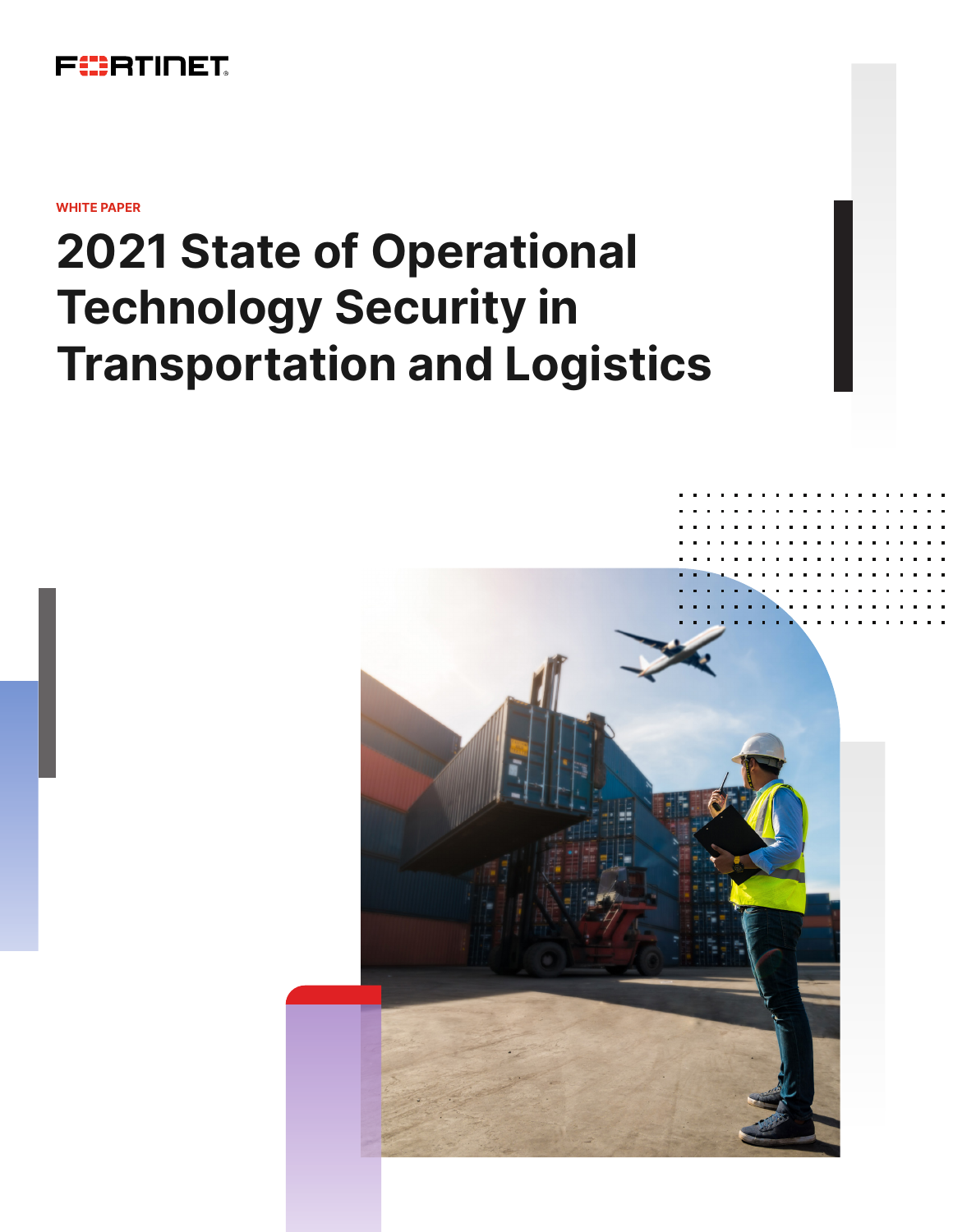FORTINET

WHITE PAPER

# 2021 State of Operational Technology Security in Transportation and Logistics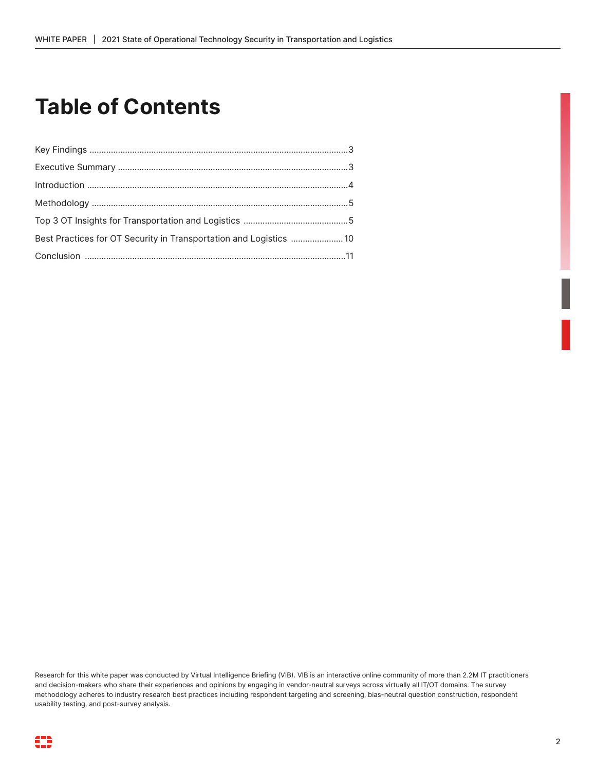# Table of Contents

Key Findings ....................................................................................................3

Executive Summary ..........................................................................................3

Introduction ......................................................................................................4

Methodology .....................................................................................................5

Top 3 OT Insights for Transportation and Logistics ..........................................5

Best Practices for OT Security in Transportation and Logistics .......................10

Conclusion .......................................................................................................11

Research for this white paper was conducted by Virtual Intelligence Briefing (VIB). VIB is an interactive online community of more than 2.2M IT practitioners and decision-makers who share their experiences and opinions by engaging in vendor-neutral surveys across virtually all IT/OT domains. The survey methodology adheres to industry research best practices including respondent targeting and screening, bias-neutral question construction, respondent usability testing, and post-survey analysis.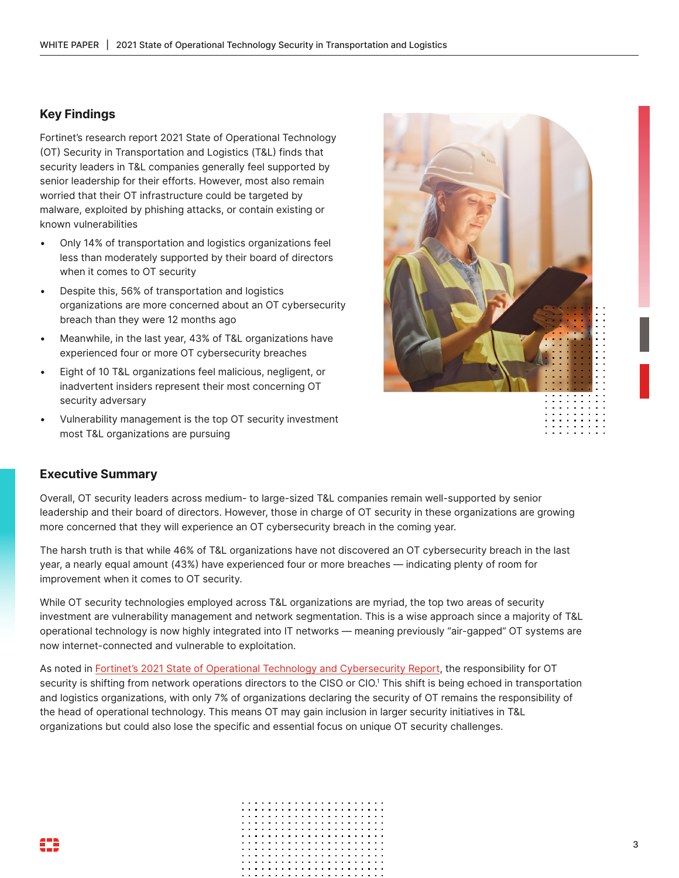## Key Findings

Fortinet's research report 2021 State of Operational Technology (OT) Security in Transportation and Logistics (T&L) finds that security leaders in T&L companies generally feel supported by senior leadership for their efforts. However, most also remain worried that their OT infrastructure could be targeted by malware, exploited by phishing attacks, or contain existing or known vulnerabilities

- Only 14% of transportation and logistics organizations feel less than moderately supported by their board of directors when it comes to OT security
- Despite this, 56% of transportation and logistics organizations are more concerned about an OT cybersecurity breach than they were 12 months ago
- Meanwhile, in the last year, 43% of T&L organizations have experienced four or more OT cybersecurity breaches
- Eight of 10 T&L organizations feel malicious, negligent, or inadvertent insiders represent their most concerning OT security adversary
- Vulnerability management is the top OT security investment most T&L organizations are pursuing

## Executive Summary

Overall, OT security leaders across medium- to large-sized T&L companies remain well-supported by senior leadership and their board of directors. However, those in charge of OT security in these organizations are growing more concerned that they will experience an OT cybersecurity breach in the coming year.

The harsh truth is that while 46% of T&L organizations have not discovered an OT cybersecurity breach in the last year, a nearly equal amount (43%) have experienced four or more breaches — indicating plenty of room for improvement when it comes to OT security.

While OT security technologies employed across T&L organizations are myriad, the top two areas of security investment are vulnerability management and network segmentation. This is a wise approach since a majority of T&L operational technology is now highly integrated into IT networks — meaning previously "air-gapped" OT systems are now internet-connected and vulnerable to exploitation.

As noted in Fortinet's 2021 State of Operational Technology and Cybersecurity Report, the responsibility for OT security is shifting from network operations directors to the CISO or CIO.[1] This shift is being echoed in transportation and logistics organizations, with only 7% of organizations declaring the security of OT remains the responsibility of the head of operational technology. This means OT may gain inclusion in larger security initiatives in T&L organizations but could also lose the specific and essential focus on unique OT security challenges.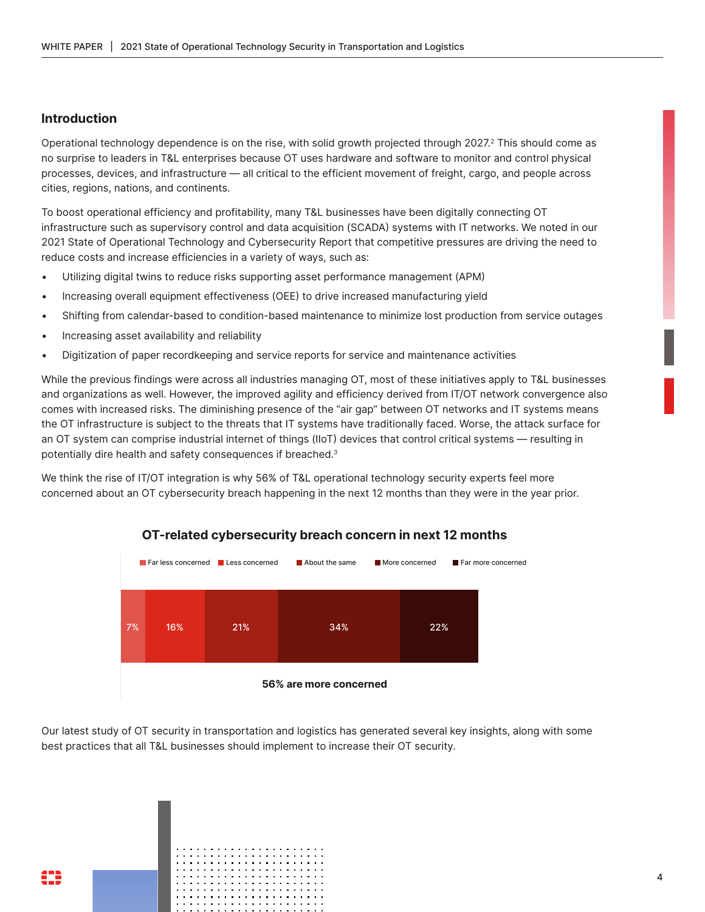## Introduction

Operational technology dependence is on the rise, with solid growth projected through 2027.[2] This should come as no surprise to leaders in T&L enterprises because OT uses hardware and software to monitor and control physical processes, devices, and infrastructure — all critical to the efficient movement of freight, cargo, and people across cities, regions, nations, and continents.

To boost operational efficiency and profitability, many T&L businesses have been digitally connecting OT infrastructure such as supervisory control and data acquisition (SCADA) systems with IT networks. We noted in our 2021 State of Operational Technology and Cybersecurity Report that competitive pressures are driving the need to reduce costs and increase efficiencies in a variety of ways, such as:

- Utilizing digital twins to reduce risks supporting asset performance management (APM)
- Increasing overall equipment effectiveness (OEE) to drive increased manufacturing yield
- Shifting from calendar-based to condition-based maintenance to minimize lost production from service outages
- Increasing asset availability and reliability
- Digitization of paper recordkeeping and service reports for service and maintenance activities

While the previous findings were across all industries managing OT, most of these initiatives apply to T&L businesses and organizations as well. However, the improved agility and efficiency derived from IT/OT network convergence also comes with increased risks. The diminishing presence of the "air gap" between OT networks and IT systems means the OT infrastructure is subject to the threats that IT systems have traditionally faced. Worse, the attack surface for an OT system can comprise industrial internet of things (IIoT) devices that control critical systems — resulting in potentially dire health and safety consequences if breached.[3]

We think the rise of IT/OT integration is why 56% of T&L operational technology security experts feel more concerned about an OT cybersecurity breach happening in the next 12 months than they were in the year prior.

**OT-related cybersecurity breach concern in next 12 months**

| Far less concerned | Less concerned | About the same | More concerned | Far more concerned |
|---|---|---|---|---|
| 7% | 16% | 21% | 34% | 22% |

**56% are more concerned**

Our latest study of OT security in transportation and logistics has generated several key insights, along with some best practices that all T&L businesses should implement to increase their OT security.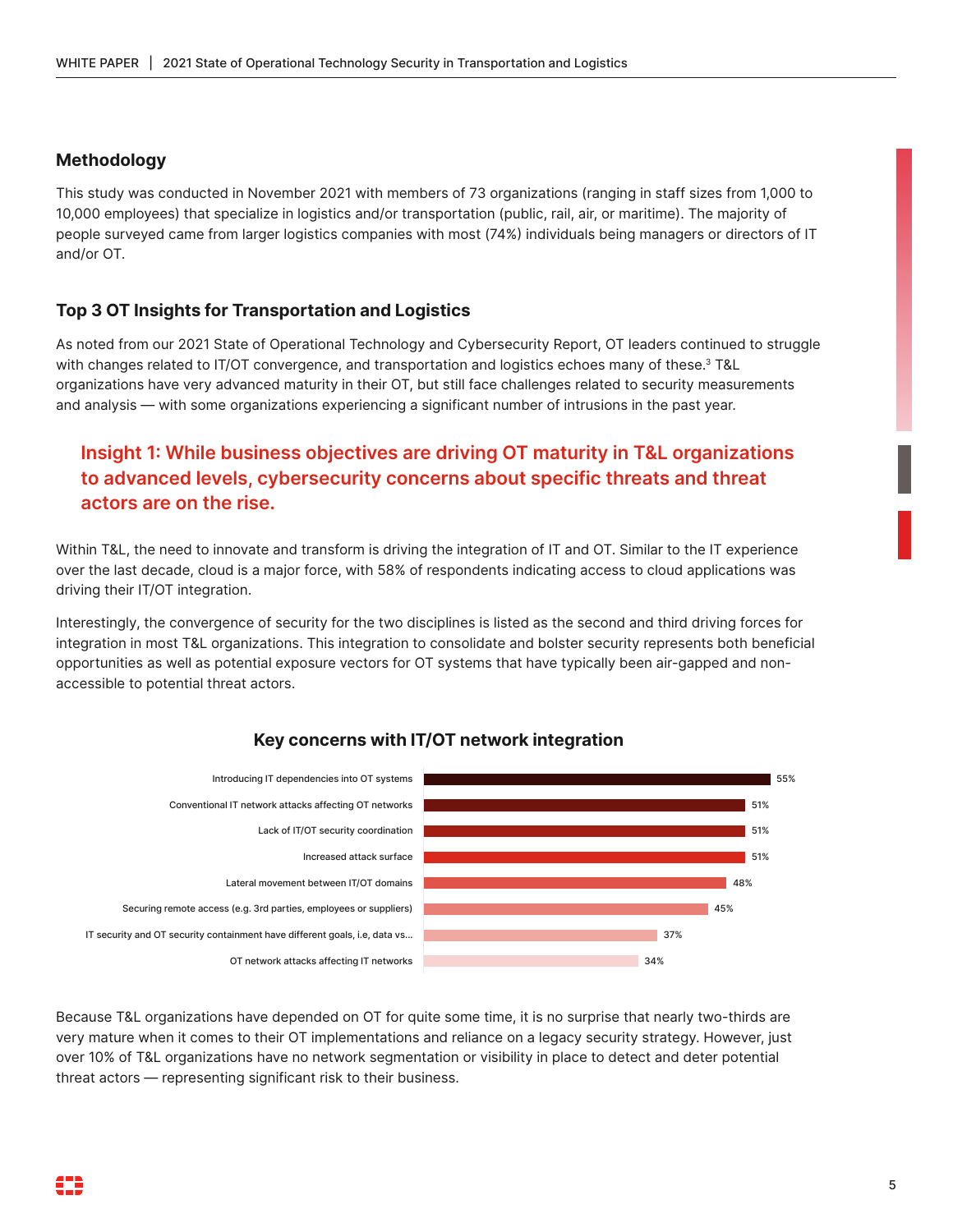## Methodology

This study was conducted in November 2021 with members of 73 organizations (ranging in staff sizes from 1,000 to 10,000 employees) that specialize in logistics and/or transportation (public, rail, air, or maritime). The majority of people surveyed came from larger logistics companies with most (74%) individuals being managers or directors of IT and/or OT.

## Top 3 OT Insights for Transportation and Logistics

As noted from our 2021 State of Operational Technology and Cybersecurity Report, OT leaders continued to struggle with changes related to IT/OT convergence, and transportation and logistics echoes many of these.[3] T&L organizations have very advanced maturity in their OT, but still face challenges related to security measurements and analysis — with some organizations experiencing a significant number of intrusions in the past year.

### Insight 1: While business objectives are driving OT maturity in T&L organizations to advanced levels, cybersecurity concerns about specific threats and threat actors are on the rise.

Within T&L, the need to innovate and transform is driving the integration of IT and OT. Similar to the IT experience over the last decade, cloud is a major force, with 58% of respondents indicating access to cloud applications was driving their IT/OT integration.

Interestingly, the convergence of security for the two disciplines is listed as the second and third driving forces for integration in most T&L organizations. This integration to consolidate and bolster security represents both beneficial opportunities as well as potential exposure vectors for OT systems that have typically been air-gapped and non-accessible to potential threat actors.

**Key concerns with IT/OT network integration**

| Concern | % |
|---|---|
| Introducing IT dependencies into OT systems | 55% |
| Conventional IT network attacks affecting OT networks | 51% |
| Lack of IT/OT security coordination | 51% |
| Increased attack surface | 51% |
| Lateral movement between IT/OT domains | 48% |
| Securing remote access (e.g. 3rd parties, employees or suppliers) | 45% |
| IT security and OT security containment have different goals, i.e, data vs... | 37% |
| OT network attacks affecting IT networks | 34% |

Because T&L organizations have depended on OT for quite some time, it is no surprise that nearly two-thirds are very mature when it comes to their OT implementations and reliance on a legacy security strategy. However, just over 10% of T&L organizations have no network segmentation or visibility in place to detect and deter potential threat actors — representing significant risk to their business.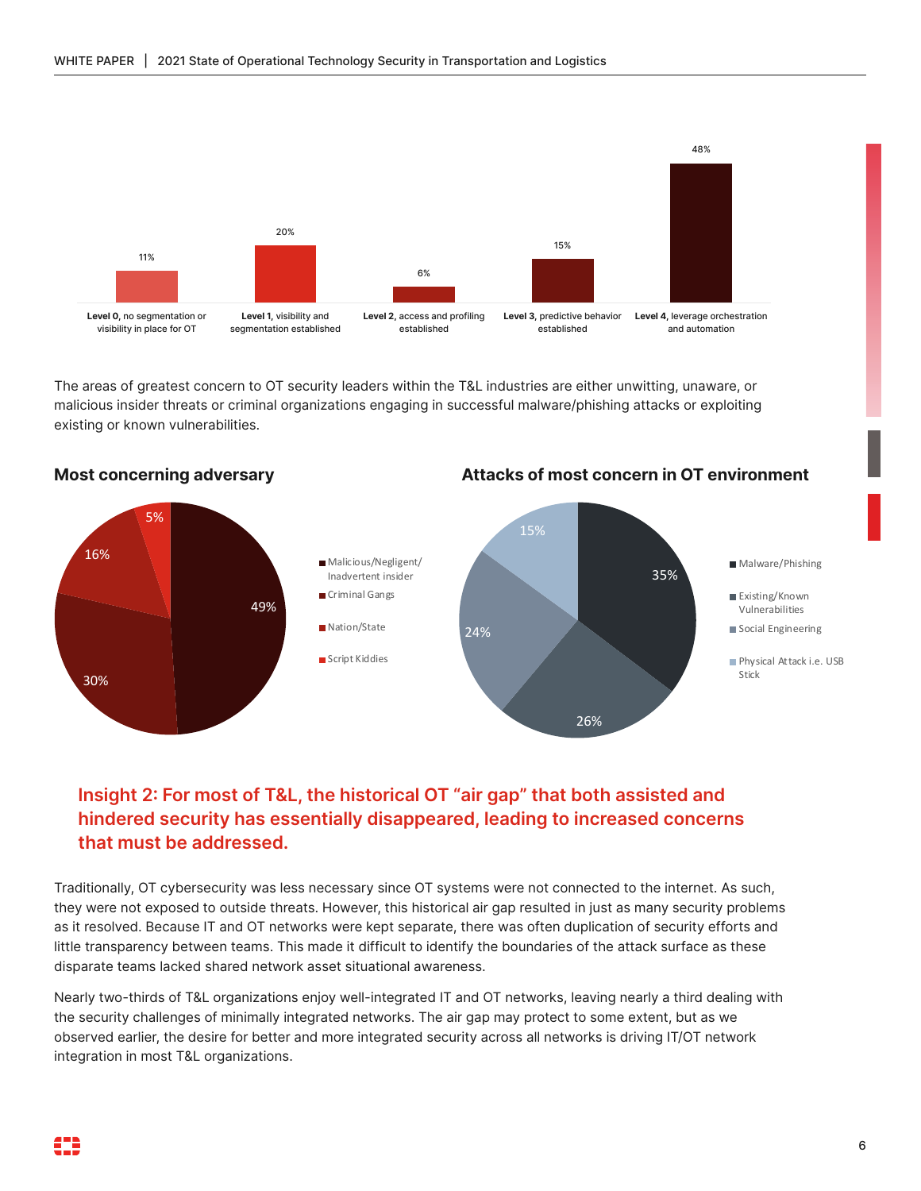| Level | Percentage |
| --- | --- |
| **Level 0,** no segmentation or visibility in place for OT | 11% |
| **Level 1,** visibility and segmentation established | 20% |
| **Level 2,** access and profiling established | 6% |
| **Level 3,** predictive behavior established | 15% |
| **Level 4,** leverage orchestration and automation | 48% |

The areas of greatest concern to OT security leaders within the T&L industries are either unwitting, unaware, or malicious insider threats or criminal organizations engaging in successful malware/phishing attacks or exploiting existing or known vulnerabilities.

### Most concerning adversary

| Adversary | Percentage |
| --- | --- |
| Malicious/Negligent/Inadvertent insider | 49% |
| Criminal Gangs | 30% |
| Nation/State | 16% |
| Script Kiddies | 5% |

### Attacks of most concern in OT environment

| Attack | Percentage |
| --- | --- |
| Malware/Phishing | 35% |
| Existing/Known Vulnerabilities | 26% |
| Social Engineering | 24% |
| Physical Attack i.e. USB Stick | 15% |

## Insight 2: For most of T&L, the historical OT "air gap" that both assisted and hindered security has essentially disappeared, leading to increased concerns that must be addressed.

Traditionally, OT cybersecurity was less necessary since OT systems were not connected to the internet. As such, they were not exposed to outside threats. However, this historical air gap resulted in just as many security problems as it resolved. Because IT and OT networks were kept separate, there was often duplication of security efforts and little transparency between teams. This made it difficult to identify the boundaries of the attack surface as these disparate teams lacked shared network asset situational awareness.

Nearly two-thirds of T&L organizations enjoy well-integrated IT and OT networks, leaving nearly a third dealing with the security challenges of minimally integrated networks. The air gap may protect to some extent, but as we observed earlier, the desire for better and more integrated security across all networks is driving IT/OT network integration in most T&L organizations.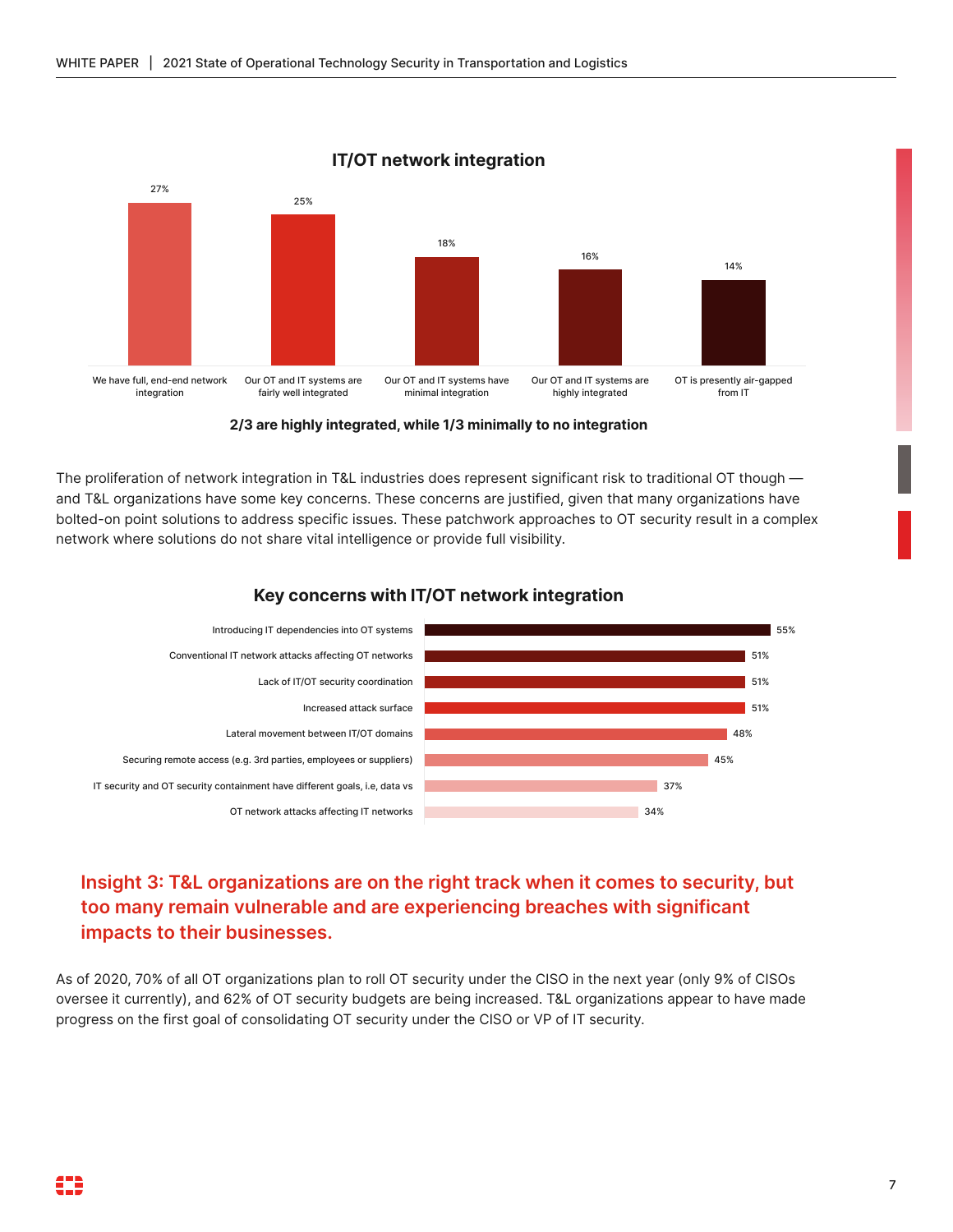### IT/OT network integration

| Response | Percentage |
|---|---|
| We have full, end-end network integration | 27% |
| Our OT and IT systems are fairly well integrated | 25% |
| Our OT and IT systems have minimal integration | 18% |
| Our OT and IT systems are highly integrated | 16% |
| OT is presently air-gapped from IT | 14% |

**2/3 are highly integrated, while 1/3 minimally to no integration**

The proliferation of network integration in T&L industries does represent significant risk to traditional OT though — and T&L organizations have some key concerns. These concerns are justified, given that many organizations have bolted-on point solutions to address specific issues. These patchwork approaches to OT security result in a complex network where solutions do not share vital intelligence or provide full visibility.

### Key concerns with IT/OT network integration

| Concern | Percentage |
|---|---|
| Introducing IT dependencies into OT systems | 55% |
| Conventional IT network attacks affecting OT networks | 51% |
| Lack of IT/OT security coordination | 51% |
| Increased attack surface | 51% |
| Lateral movement between IT/OT domains | 48% |
| Securing remote access (e.g. 3rd parties, employees or suppliers) | 45% |
| IT security and OT security containment have different goals, i.e, data vs | 37% |
| OT network attacks affecting IT networks | 34% |

## Insight 3: T&L organizations are on the right track when it comes to security, but too many remain vulnerable and are experiencing breaches with significant impacts to their businesses.

As of 2020, 70% of all OT organizations plan to roll OT security under the CISO in the next year (only 9% of CISOs oversee it currently), and 62% of OT security budgets are being increased. T&L organizations appear to have made progress on the first goal of consolidating OT security under the CISO or VP of IT security.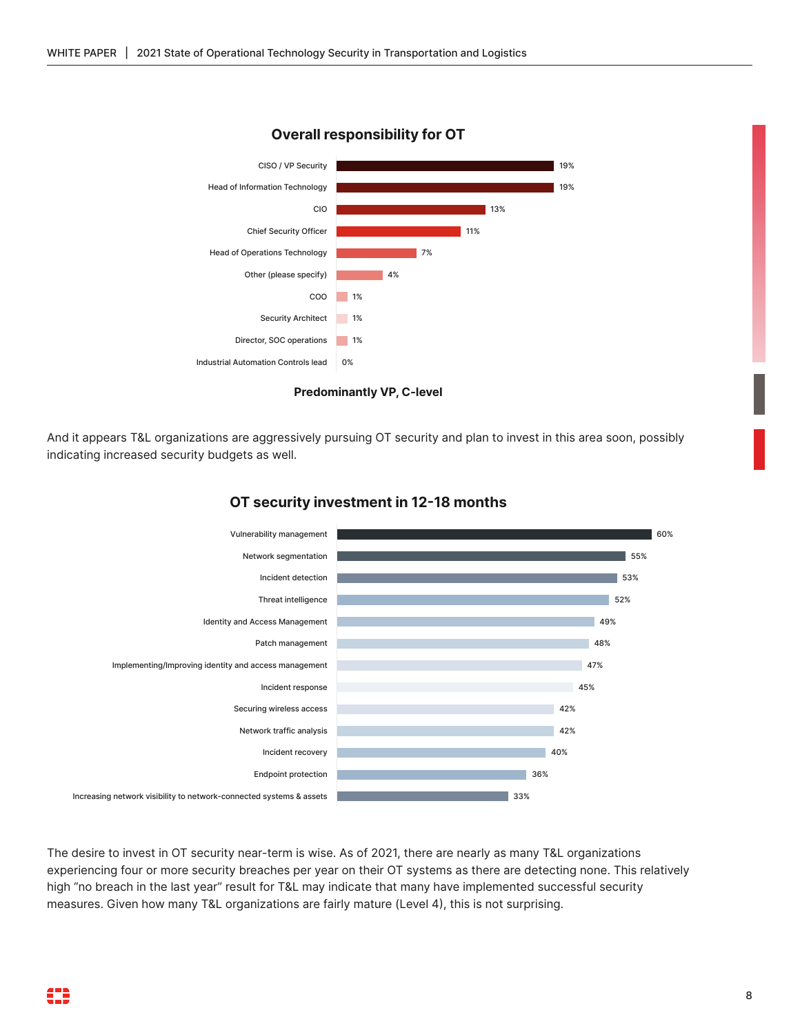### Overall responsibility for OT

| Role | Percentage |
|---|---|
| CISO / VP Security | 19% |
| Head of Information Technology | 19% |
| CIO | 13% |
| Chief Security Officer | 11% |
| Head of Operations Technology | 7% |
| Other (please specify) | 4% |
| COO | 1% |
| Security Architect | 1% |
| Director, SOC operations | 1% |
| Industrial Automation Controls lead | 0% |

**Predominantly VP, C-level**

And it appears T&L organizations are aggressively pursuing OT security and plan to invest in this area soon, possibly indicating increased security budgets as well.

### OT security investment in 12-18 months

| Area | Percentage |
|---|---|
| Vulnerability management | 60% |
| Network segmentation | 55% |
| Incident detection | 53% |
| Threat intelligence | 52% |
| Identity and Access Management | 49% |
| Patch management | 48% |
| Implementing/Improving identity and access management | 47% |
| Incident response | 45% |
| Securing wireless access | 42% |
| Network traffic analysis | 42% |
| Incident recovery | 40% |
| Endpoint protection | 36% |
| Increasing network visibility to network-connected systems & assets | 33% |

The desire to invest in OT security near-term is wise. As of 2021, there are nearly as many T&L organizations experiencing four or more security breaches per year on their OT systems as there are detecting none. This relatively high "no breach in the last year" result for T&L may indicate that many have implemented successful security measures. Given how many T&L organizations are fairly mature (Level 4), this is not surprising.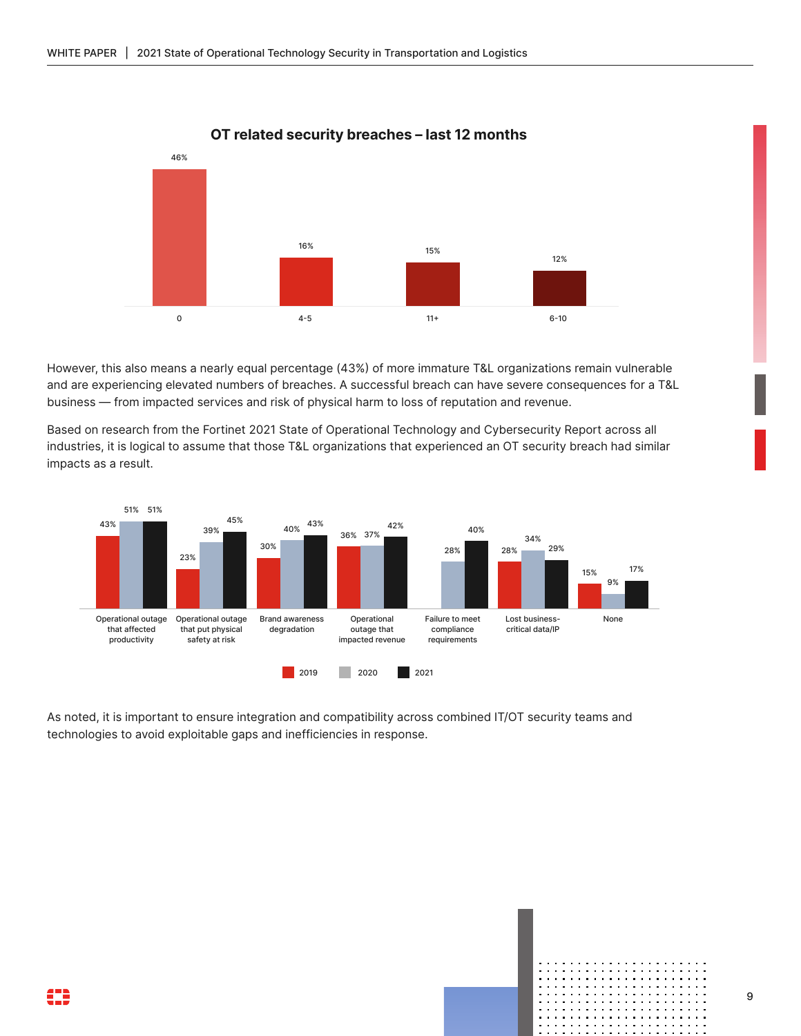### OT related security breaches – last 12 months

| Number of breaches | Percentage |
| --- | --- |
| 0 | 46% |
| 4-5 | 16% |
| 11+ | 15% |
| 6-10 | 12% |

However, this also means a nearly equal percentage (43%) of more immature T&L organizations remain vulnerable and are experiencing elevated numbers of breaches. A successful breach can have severe consequences for a T&L business — from impacted services and risk of physical harm to loss of reputation and revenue.

Based on research from the Fortinet 2021 State of Operational Technology and Cybersecurity Report across all industries, it is logical to assume that those T&L organizations that experienced an OT security breach had similar impacts as a result.

| | 2019 | 2020 | 2021 |
| --- | --- | --- | --- |
| Operational outage that affected productivity | 43% | 51% | 51% |
| Operational outage that put physical safety at risk | 23% | 39% | 45% |
| Brand awareness degradation | 30% | 40% | 43% |
| Operational outage that impacted revenue | 36% | 37% | 42% |
| Failure to meet compliance requirements | | 28% | 40% |
| Lost business-critical data/IP | 28% | 34% | 29% |
| None | 15% | 9% | 17% |

As noted, it is important to ensure integration and compatibility across combined IT/OT security teams and technologies to avoid exploitable gaps and inefficiencies in response.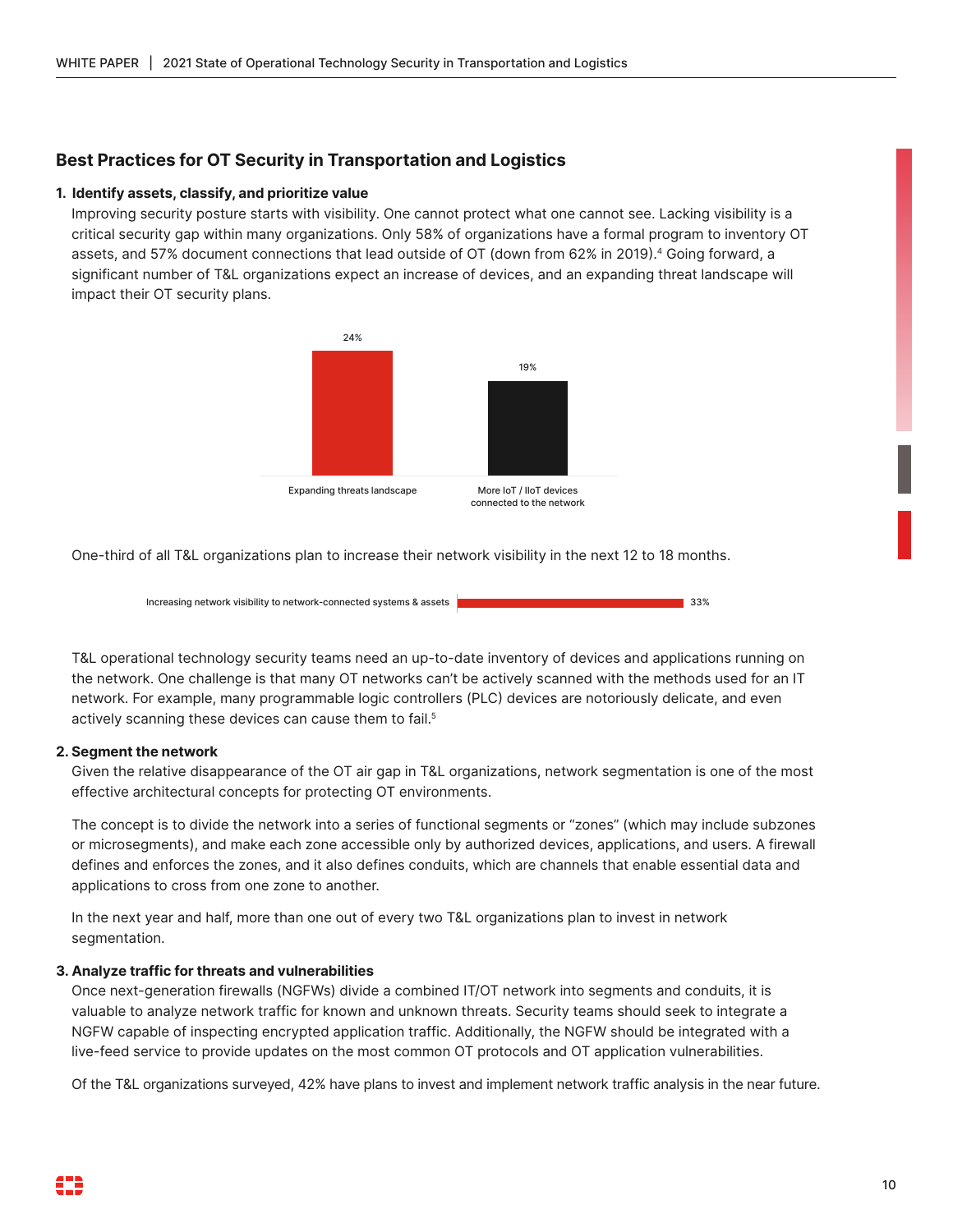## Best Practices for OT Security in Transportation and Logistics

**1. Identify assets, classify, and prioritize value**

Improving security posture starts with visibility. One cannot protect what one cannot see. Lacking visibility is a critical security gap within many organizations. Only 58% of organizations have a formal program to inventory OT assets, and 57% document connections that lead outside of OT (down from 62% in 2019).[4] Going forward, a significant number of T&L organizations expect an increase of devices, and an expanding threat landscape will impact their OT security plans.

| Expanding threats landscape | More IoT / IIoT devices connected to the network |
|---|---|
| 24% | 19% |

One-third of all T&L organizations plan to increase their network visibility in the next 12 to 18 months.

| Increasing network visibility to network-connected systems & assets | 33% |
|---|---|

T&L operational technology security teams need an up-to-date inventory of devices and applications running on the network. One challenge is that many OT networks can't be actively scanned with the methods used for an IT network. For example, many programmable logic controllers (PLC) devices are notoriously delicate, and even actively scanning these devices can cause them to fail.[5]

**2. Segment the network**

Given the relative disappearance of the OT air gap in T&L organizations, network segmentation is one of the most effective architectural concepts for protecting OT environments.

The concept is to divide the network into a series of functional segments or "zones" (which may include subzones or microsegments), and make each zone accessible only by authorized devices, applications, and users. A firewall defines and enforces the zones, and it also defines conduits, which are channels that enable essential data and applications to cross from one zone to another.

In the next year and half, more than one out of every two T&L organizations plan to invest in network segmentation.

**3. Analyze traffic for threats and vulnerabilities**

Once next-generation firewalls (NGFWs) divide a combined IT/OT network into segments and conduits, it is valuable to analyze network traffic for known and unknown threats. Security teams should seek to integrate a NGFW capable of inspecting encrypted application traffic. Additionally, the NGFW should be integrated with a live-feed service to provide updates on the most common OT protocols and OT application vulnerabilities.

Of the T&L organizations surveyed, 42% have plans to invest and implement network traffic analysis in the near future.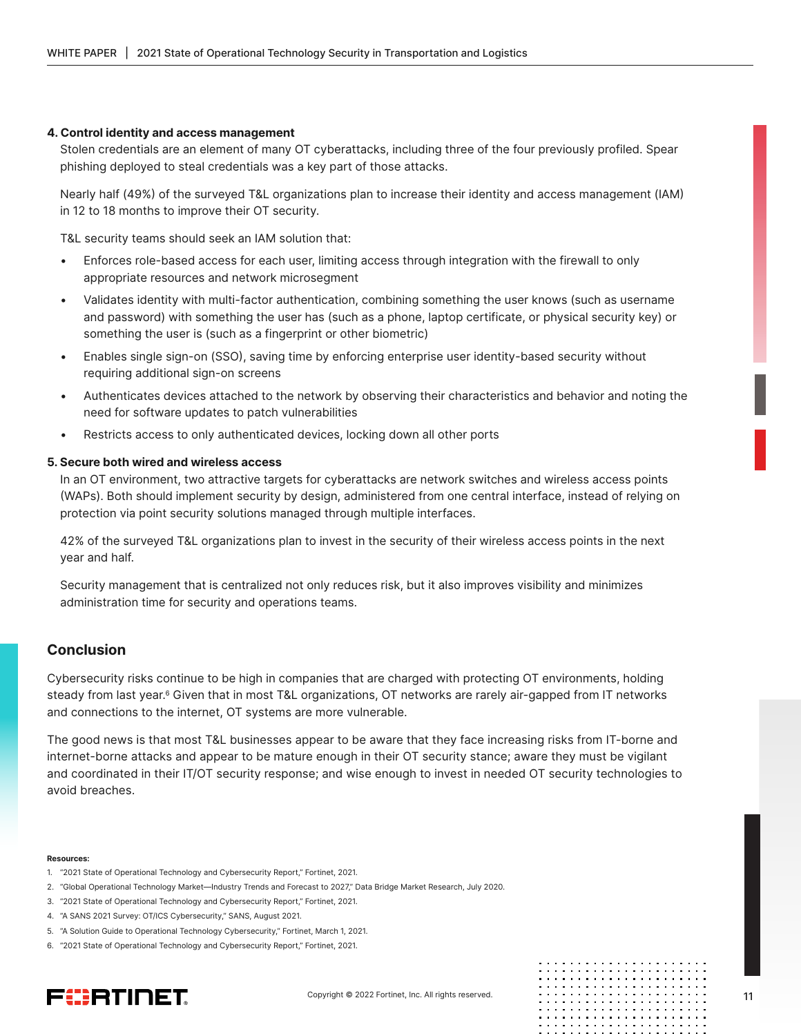**4. Control identity and access management**

Stolen credentials are an element of many OT cyberattacks, including three of the four previously profiled. Spear phishing deployed to steal credentials was a key part of those attacks.

Nearly half (49%) of the surveyed T&L organizations plan to increase their identity and access management (IAM) in 12 to 18 months to improve their OT security.

T&L security teams should seek an IAM solution that:

- Enforces role-based access for each user, limiting access through integration with the firewall to only appropriate resources and network microsegment
- Validates identity with multi-factor authentication, combining something the user knows (such as username and password) with something the user has (such as a phone, laptop certificate, or physical security key) or something the user is (such as a fingerprint or other biometric)
- Enables single sign-on (SSO), saving time by enforcing enterprise user identity-based security without requiring additional sign-on screens
- Authenticates devices attached to the network by observing their characteristics and behavior and noting the need for software updates to patch vulnerabilities
- Restricts access to only authenticated devices, locking down all other ports

**5. Secure both wired and wireless access**

In an OT environment, two attractive targets for cyberattacks are network switches and wireless access points (WAPs). Both should implement security by design, administered from one central interface, instead of relying on protection via point security solutions managed through multiple interfaces.

42% of the surveyed T&L organizations plan to invest in the security of their wireless access points in the next year and half.

Security management that is centralized not only reduces risk, but it also improves visibility and minimizes administration time for security and operations teams.

## Conclusion

Cybersecurity risks continue to be high in companies that are charged with protecting OT environments, holding steady from last year.[6] Given that in most T&L organizations, OT networks are rarely air-gapped from IT networks and connections to the internet, OT systems are more vulnerable.

The good news is that most T&L businesses appear to be aware that they face increasing risks from IT-borne and internet-borne attacks and appear to be mature enough in their OT security stance; aware they must be vigilant and coordinated in their IT/OT security response; and wise enough to invest in needed OT security technologies to avoid breaches.

**Resources:**

1. "2021 State of Operational Technology and Cybersecurity Report," Fortinet, 2021.
2. "Global Operational Technology Market—Industry Trends and Forecast to 2027," Data Bridge Market Research, July 2020.
3. "2021 State of Operational Technology and Cybersecurity Report," Fortinet, 2021.
4. "A SANS 2021 Survey: OT/ICS Cybersecurity," SANS, August 2021.
5. "A Solution Guide to Operational Technology Cybersecurity," Fortinet, March 1, 2021.
6. "2021 State of Operational Technology and Cybersecurity Report," Fortinet, 2021.

Copyright © 2022 Fortinet, Inc. All rights reserved.